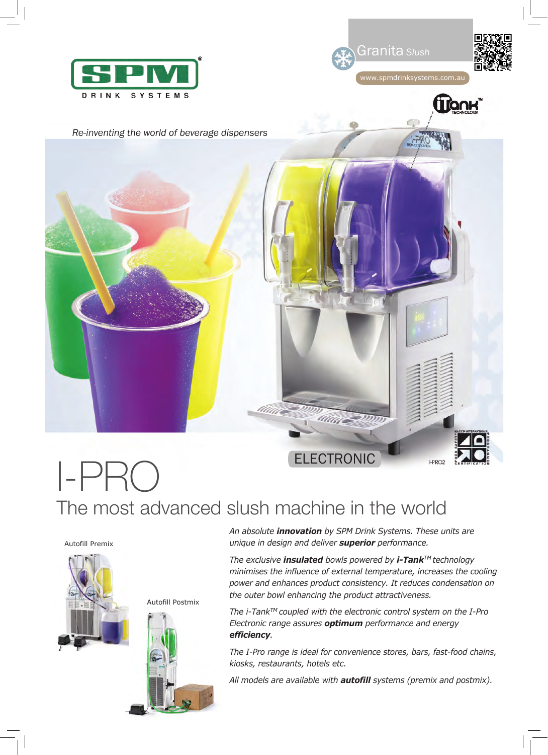SPM DRINK SYSTEMS

Granita Slush

www.spmdrinksystems.com.au

*Re-inventing the world of beverage dispensers*

ELECTRONIC

# I-PRO

## The most advanced slush machine in the world

Autofill Premix

Autofill Postmix

*An absolute **innovation** by SPM Drink Systems. These units are unique in design and deliver **superior** performance.*

*The exclusive **insulated** bowls powered by **i-Tank**TM technology minimises the influence of external temperature, increases the cooling power and enhances product consistency. It reduces condensation on the outer bowl enhancing the product attractiveness.*

*The i-TankTM coupled with the electronic control system on the I-Pro Electronic range assures **optimum** performance and energy **efficiency**.*

*The I-Pro range is ideal for convenience stores, bars, fast-food chains, kiosks, restaurants, hotels etc.*

*All models are available with **autofill** systems (premix and postmix).*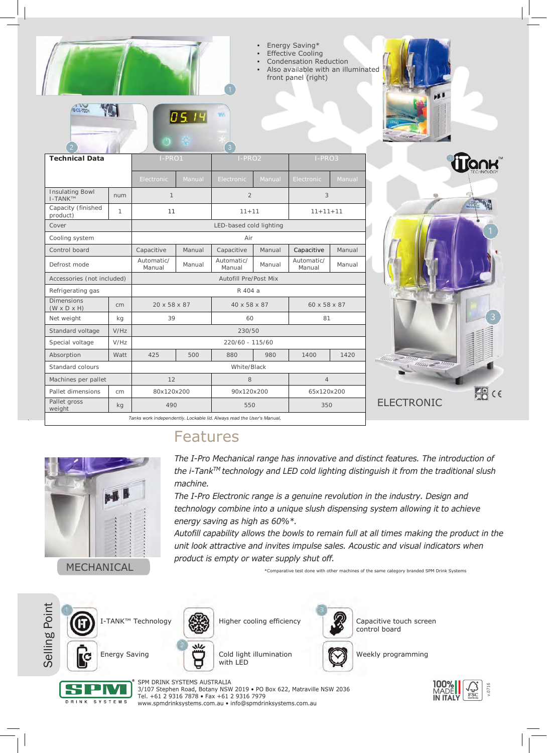- Energy Saving*
- Effective Cooling
- Condensation Reduction
- Also available with an illuminated front panel (right)

| Technical Data | | I-PRO1 | | I-PRO2 | | I-PRO3 | |
|---|---|---|---|---|---|---|---|
| | | Electronic | Manual | Electronic | Manual | Electronic | Manual |
| Insulating Bowl I-TANK™ | num | 1 | | 2 | | 3 | |
| Capacity (finished product) | l | 11 | | 11+11 | | 11+11+11 | |
| Cover | | LED-based cold lighting | | | | | |
| Cooling system | | Air | | | | | |
| Control board | | Capacitive | Manual | Capacitive | Manual | Capacitive | Manual |
| Defrost mode | | Automatic/ Manual | Manual | Automatic/ Manual | Manual | Automatic/ Manual | Manual |
| Accessories (not included) | | Autofill Pre/Post Mix | | | | | |
| Refrigerating gas | | R 404 a | | | | | |
| Dimensions (W x D x H) | cm | 20 x 58 x 87 | | 40 x 58 x 87 | | 60 x 58 x 87 | |
| Net weight | kg | 39 | | 60 | | 81 | |
| Standard voltage | V/Hz | 230/50 | | | | | |
| Special voltage | V/Hz | 220/60 - 115/60 | | | | | |
| Absorption | Watt | 425 | 500 | 880 | 980 | 1400 | 1420 |
| Standard colours | | White/Black | | | | | |
| Machines per pallet | | 12 | | 8 | | 4 | |
| Pallet dimensions | cm | 80x120x200 | | 90x120x200 | | 65x120x200 | |
| Pallet gross weight | kg | 490 | | 550 | | 350 | |

*Tanks work independently. Lockable lid. Always read the User's Manual.*

ELECTRONIC

MECHANICAL

## Features

*The I-Pro Mechanical range has innovative and distinct features. The introduction of the i-Tank™ technology and LED cold lighting distinguish it from the traditional slush machine.*

*The I-Pro Electronic range is a genuine revolution in the industry. Design and technology combine into a unique slush dispensing system allowing it to achieve energy saving as high as 60%*.*

*Autofill capability allows the bowls to remain full at all times making the product in the unit look attractive and invites impulse sales. Acoustic and visual indicators when product is empty or water supply shut off.*

*Comparative test done with other machines of the same category branded SPM Drink Systems

## Selling Point

1. I-TANK™ Technology
- Energy Saving
- Higher cooling efficiency
2. Cold light illumination with LED
3. Capacitive touch screen control board
- Weekly programming

SPM DRINK SYSTEMS AUSTRALIA
3/107 Stephen Road, Botany NSW 2019 • PO Box 622, Matraville NSW 2036
Tel. +61 2 9316 7878 • Fax +61 2 9316 7979
www.spmdrinksystems.com.au • info@spmdrinksystems.com.au

100% MADE IN ITALY

v.0716